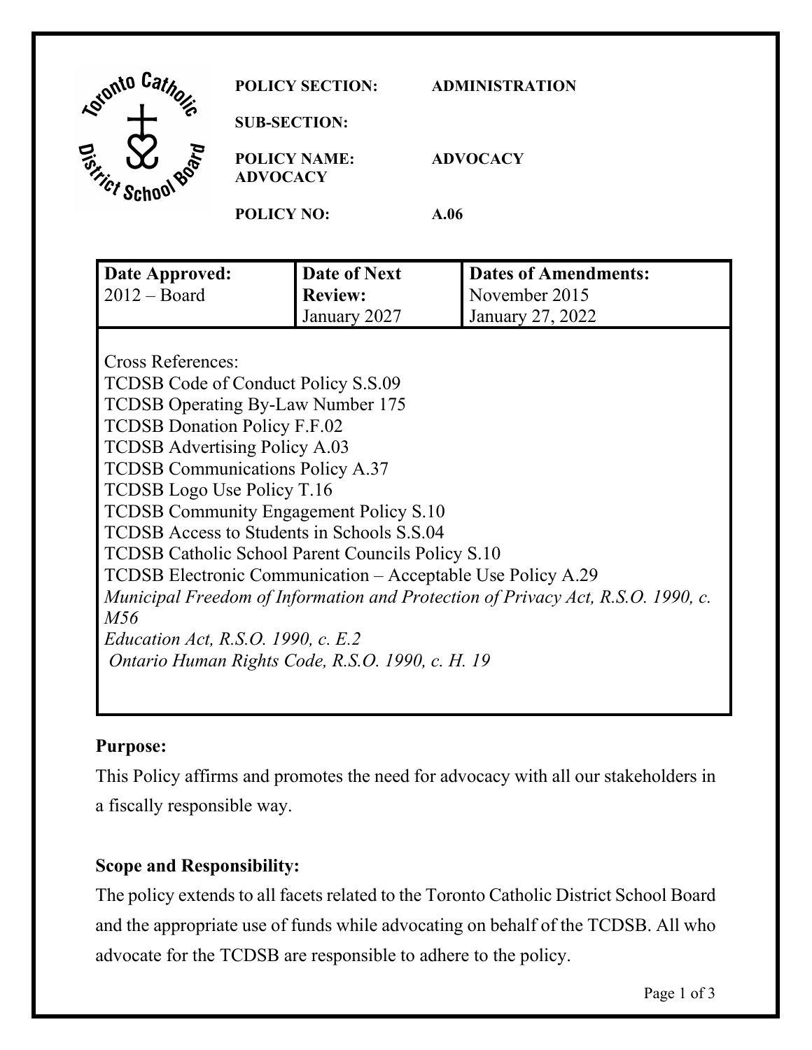**POLICY SECTION:** ADMINISTRATION

**SUB-SECTION:**

**POLICY NAME: ADVOCACY** ADVOCACY

**POLICY NO:** A.06

| Date Approved: | Date of Next Review: | Dates of Amendments: |
|---|---|---|
| 2012 – Board | January 2027 | November 2015<br>January 27, 2022 |

Cross References:
TCDSB Code of Conduct Policy S.S.09
TCDSB Operating By-Law Number 175
TCDSB Donation Policy F.F.02
TCDSB Advertising Policy A.03
TCDSB Communications Policy A.37
TCDSB Logo Use Policy T.16
TCDSB Community Engagement Policy S.10
TCDSB Access to Students in Schools S.S.04
TCDSB Catholic School Parent Councils Policy S.10
TCDSB Electronic Communication – Acceptable Use Policy A.29
*Municipal Freedom of Information and Protection of Privacy Act, R.S.O. 1990, c. M56*
*Education Act, R.S.O. 1990, c. E.2*
*Ontario Human Rights Code, R.S.O. 1990, c. H. 19*

## Purpose:

This Policy affirms and promotes the need for advocacy with all our stakeholders in a fiscally responsible way.

## Scope and Responsibility:

The policy extends to all facets related to the Toronto Catholic District School Board and the appropriate use of funds while advocating on behalf of the TCDSB. All who advocate for the TCDSB are responsible to adhere to the policy.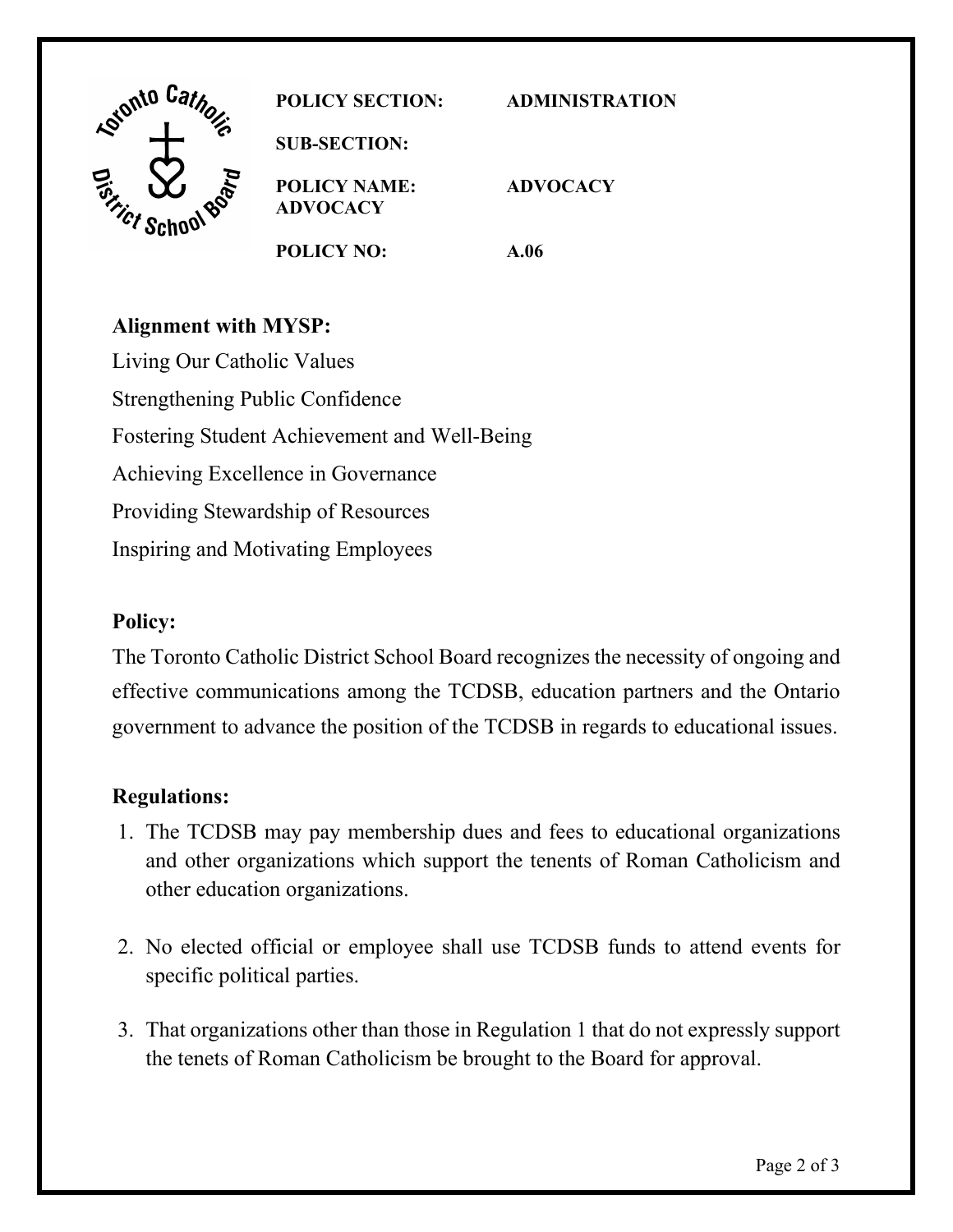**POLICY SECTION:** ADMINISTRATION

**SUB-SECTION:**

**POLICY NAME: ADVOCACY** ADVOCACY

**POLICY NO:** A.06

## Alignment with MYSP:

Living Our Catholic Values

Strengthening Public Confidence

Fostering Student Achievement and Well-Being

Achieving Excellence in Governance

Providing Stewardship of Resources

Inspiring and Motivating Employees

## Policy:

The Toronto Catholic District School Board recognizes the necessity of ongoing and effective communications among the TCDSB, education partners and the Ontario government to advance the position of the TCDSB in regards to educational issues.

## Regulations:

1. The TCDSB may pay membership dues and fees to educational organizations and other organizations which support the tenents of Roman Catholicism and other education organizations.

2. No elected official or employee shall use TCDSB funds to attend events for specific political parties.

3. That organizations other than those in Regulation 1 that do not expressly support the tenets of Roman Catholicism be brought to the Board for approval.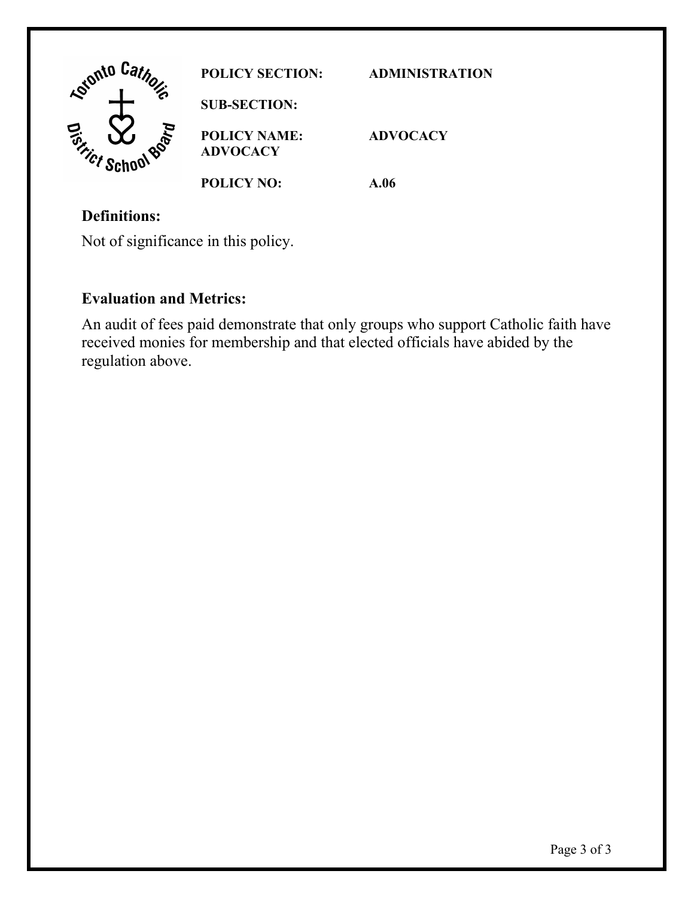| | |
|---|---|
| **POLICY SECTION:** | **ADMINISTRATION** |
| **SUB-SECTION:** | |
| **POLICY NAME: ADVOCACY** | **ADVOCACY** |
| **POLICY NO:** | **A.06** |

## Definitions:

Not of significance in this policy.

## Evaluation and Metrics:

An audit of fees paid demonstrate that only groups who support Catholic faith have received monies for membership and that elected officials have abided by the regulation above.